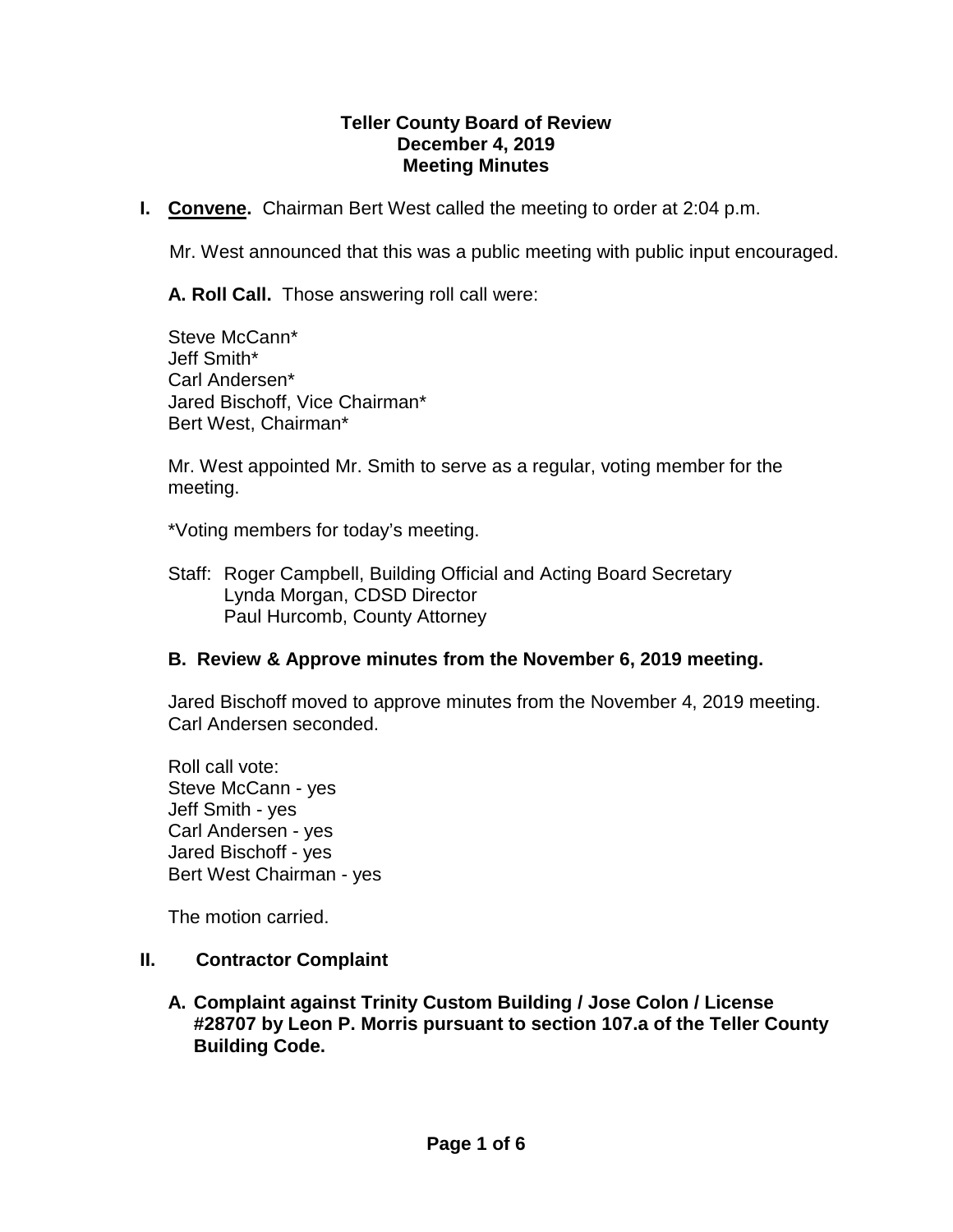**Teller County Board of Review**
**December 4, 2019**
**Meeting Minutes**

**I. Convene.** Chairman Bert West called the meeting to order at 2:04 p.m.

Mr. West announced that this was a public meeting with public input encouraged.

**A. Roll Call.** Those answering roll call were:

Steve McCann*
Jeff Smith*
Carl Andersen*
Jared Bischoff, Vice Chairman*
Bert West, Chairman*

Mr. West appointed Mr. Smith to serve as a regular, voting member for the meeting.

*Voting members for today's meeting.

Staff: Roger Campbell, Building Official and Acting Board Secretary
Lynda Morgan, CDSD Director
Paul Hurcomb, County Attorney

**B. Review & Approve minutes from the November 6, 2019 meeting.**

Jared Bischoff moved to approve minutes from the November 4, 2019 meeting. Carl Andersen seconded.

Roll call vote:
Steve McCann - yes
Jeff Smith - yes
Carl Andersen - yes
Jared Bischoff - yes
Bert West Chairman - yes

The motion carried.

**II. Contractor Complaint**

**A. Complaint against Trinity Custom Building / Jose Colon / License #28707 by Leon P. Morris pursuant to section 107.a of the Teller County Building Code.**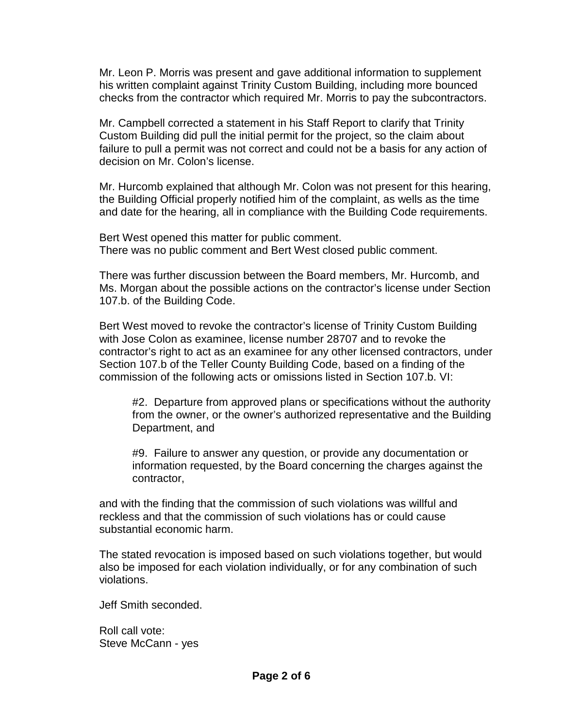Mr. Leon P. Morris was present and gave additional information to supplement his written complaint against Trinity Custom Building, including more bounced checks from the contractor which required Mr. Morris to pay the subcontractors.

Mr. Campbell corrected a statement in his Staff Report to clarify that Trinity Custom Building did pull the initial permit for the project, so the claim about failure to pull a permit was not correct and could not be a basis for any action of decision on Mr. Colon's license.

Mr. Hurcomb explained that although Mr. Colon was not present for this hearing, the Building Official properly notified him of the complaint, as wells as the time and date for the hearing, all in compliance with the Building Code requirements.

Bert West opened this matter for public comment.
There was no public comment and Bert West closed public comment.

There was further discussion between the Board members, Mr. Hurcomb, and Ms. Morgan about the possible actions on the contractor's license under Section 107.b. of the Building Code.

Bert West moved to revoke the contractor's license of Trinity Custom Building with Jose Colon as examinee, license number 28707 and to revoke the contractor's right to act as an examinee for any other licensed contractors, under Section 107.b of the Teller County Building Code, based on a finding of the commission of the following acts or omissions listed in Section 107.b. VI:

> #2. Departure from approved plans or specifications without the authority from the owner, or the owner's authorized representative and the Building Department, and
>
> #9. Failure to answer any question, or provide any documentation or information requested, by the Board concerning the charges against the contractor,

and with the finding that the commission of such violations was willful and reckless and that the commission of such violations has or could cause substantial economic harm.

The stated revocation is imposed based on such violations together, but would also be imposed for each violation individually, or for any combination of such violations.

Jeff Smith seconded.

Roll call vote:
Steve McCann - yes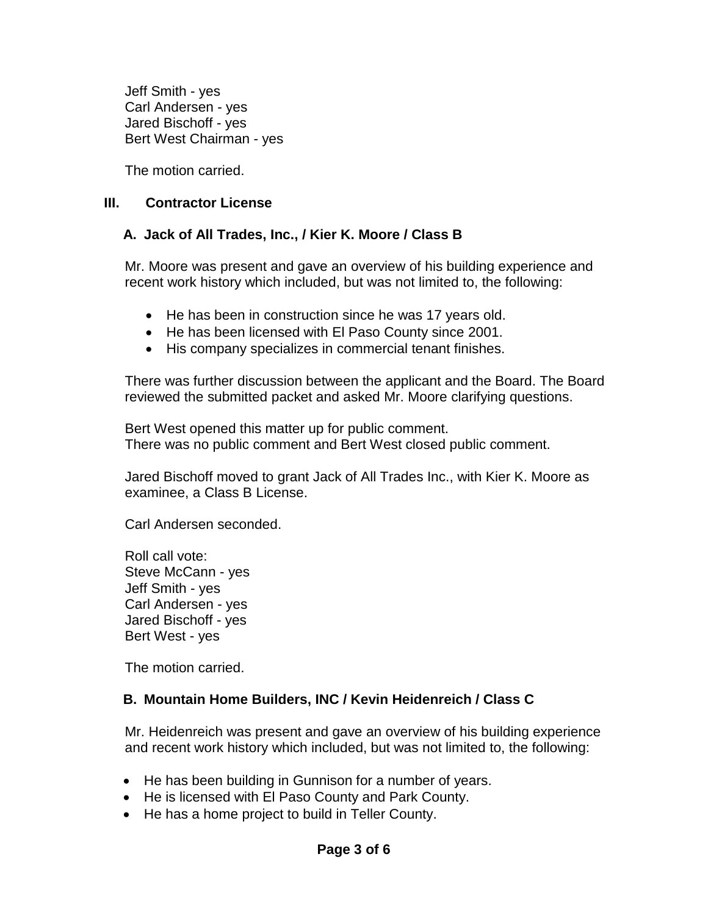Jeff Smith - yes
Carl Andersen - yes
Jared Bischoff - yes
Bert West Chairman - yes

The motion carried.

## III. Contractor License

### A. Jack of All Trades, Inc., / Kier K. Moore / Class B

Mr. Moore was present and gave an overview of his building experience and recent work history which included, but was not limited to, the following:

- He has been in construction since he was 17 years old.
- He has been licensed with El Paso County since 2001.
- His company specializes in commercial tenant finishes.

There was further discussion between the applicant and the Board. The Board reviewed the submitted packet and asked Mr. Moore clarifying questions.

Bert West opened this matter up for public comment.
There was no public comment and Bert West closed public comment.

Jared Bischoff moved to grant Jack of All Trades Inc., with Kier K. Moore as examinee, a Class B License.

Carl Andersen seconded.

Roll call vote:
Steve McCann - yes
Jeff Smith - yes
Carl Andersen - yes
Jared Bischoff - yes
Bert West - yes

The motion carried.

### B. Mountain Home Builders, INC / Kevin Heidenreich / Class C

Mr. Heidenreich was present and gave an overview of his building experience and recent work history which included, but was not limited to, the following:

- He has been building in Gunnison for a number of years.
- He is licensed with El Paso County and Park County.
- He has a home project to build in Teller County.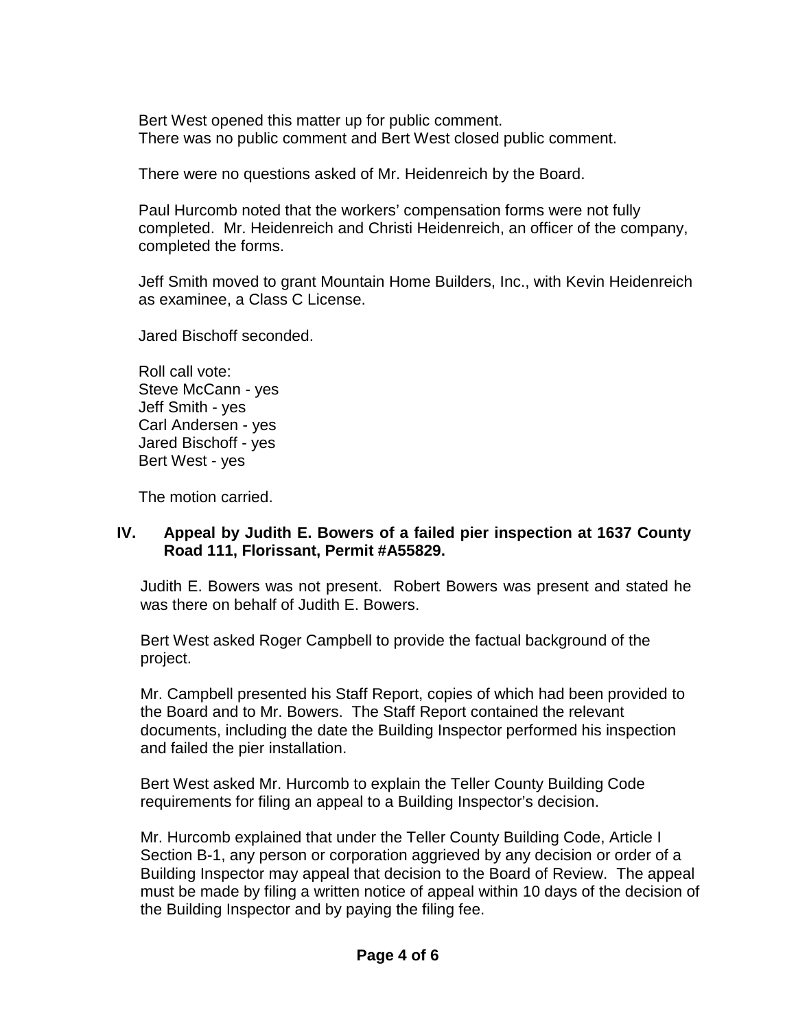Bert West opened this matter up for public comment.
There was no public comment and Bert West closed public comment.

There were no questions asked of Mr. Heidenreich by the Board.

Paul Hurcomb noted that the workers' compensation forms were not fully completed. Mr. Heidenreich and Christi Heidenreich, an officer of the company, completed the forms.

Jeff Smith moved to grant Mountain Home Builders, Inc., with Kevin Heidenreich as examinee, a Class C License.

Jared Bischoff seconded.

Roll call vote:
Steve McCann - yes
Jeff Smith - yes
Carl Andersen - yes
Jared Bischoff - yes
Bert West - yes

The motion carried.

## IV. Appeal by Judith E. Bowers of a failed pier inspection at 1637 County Road 111, Florissant, Permit #A55829.

Judith E. Bowers was not present. Robert Bowers was present and stated he was there on behalf of Judith E. Bowers.

Bert West asked Roger Campbell to provide the factual background of the project.

Mr. Campbell presented his Staff Report, copies of which had been provided to the Board and to Mr. Bowers. The Staff Report contained the relevant documents, including the date the Building Inspector performed his inspection and failed the pier installation.

Bert West asked Mr. Hurcomb to explain the Teller County Building Code requirements for filing an appeal to a Building Inspector's decision.

Mr. Hurcomb explained that under the Teller County Building Code, Article I Section B-1, any person or corporation aggrieved by any decision or order of a Building Inspector may appeal that decision to the Board of Review. The appeal must be made by filing a written notice of appeal within 10 days of the decision of the Building Inspector and by paying the filing fee.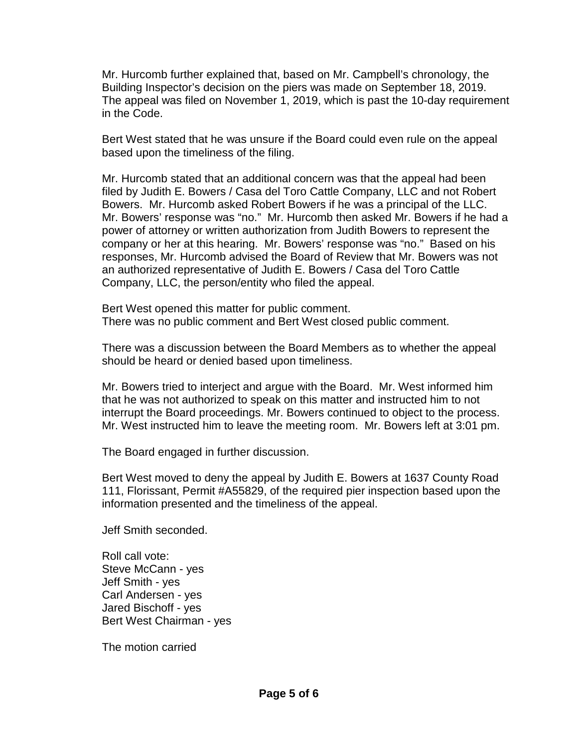Mr. Hurcomb further explained that, based on Mr. Campbell's chronology, the Building Inspector's decision on the piers was made on September 18, 2019. The appeal was filed on November 1, 2019, which is past the 10-day requirement in the Code.

Bert West stated that he was unsure if the Board could even rule on the appeal based upon the timeliness of the filing.

Mr. Hurcomb stated that an additional concern was that the appeal had been filed by Judith E. Bowers / Casa del Toro Cattle Company, LLC and not Robert Bowers. Mr. Hurcomb asked Robert Bowers if he was a principal of the LLC. Mr. Bowers' response was "no." Mr. Hurcomb then asked Mr. Bowers if he had a power of attorney or written authorization from Judith Bowers to represent the company or her at this hearing. Mr. Bowers' response was "no." Based on his responses, Mr. Hurcomb advised the Board of Review that Mr. Bowers was not an authorized representative of Judith E. Bowers / Casa del Toro Cattle Company, LLC, the person/entity who filed the appeal.

Bert West opened this matter for public comment.
There was no public comment and Bert West closed public comment.

There was a discussion between the Board Members as to whether the appeal should be heard or denied based upon timeliness.

Mr. Bowers tried to interject and argue with the Board. Mr. West informed him that he was not authorized to speak on this matter and instructed him to not interrupt the Board proceedings. Mr. Bowers continued to object to the process. Mr. West instructed him to leave the meeting room. Mr. Bowers left at 3:01 pm.

The Board engaged in further discussion.

Bert West moved to deny the appeal by Judith E. Bowers at 1637 County Road 111, Florissant, Permit #A55829, of the required pier inspection based upon the information presented and the timeliness of the appeal.

Jeff Smith seconded.

Roll call vote:
Steve McCann - yes
Jeff Smith - yes
Carl Andersen - yes
Jared Bischoff - yes
Bert West Chairman - yes

The motion carried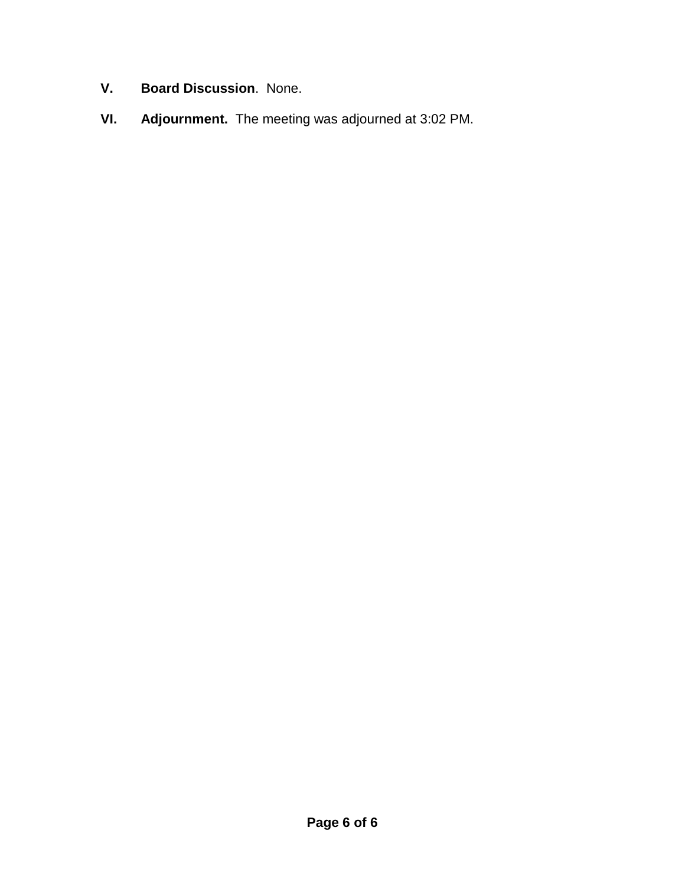**V. Board Discussion**. None.

**VI. Adjournment.** The meeting was adjourned at 3:02 PM.